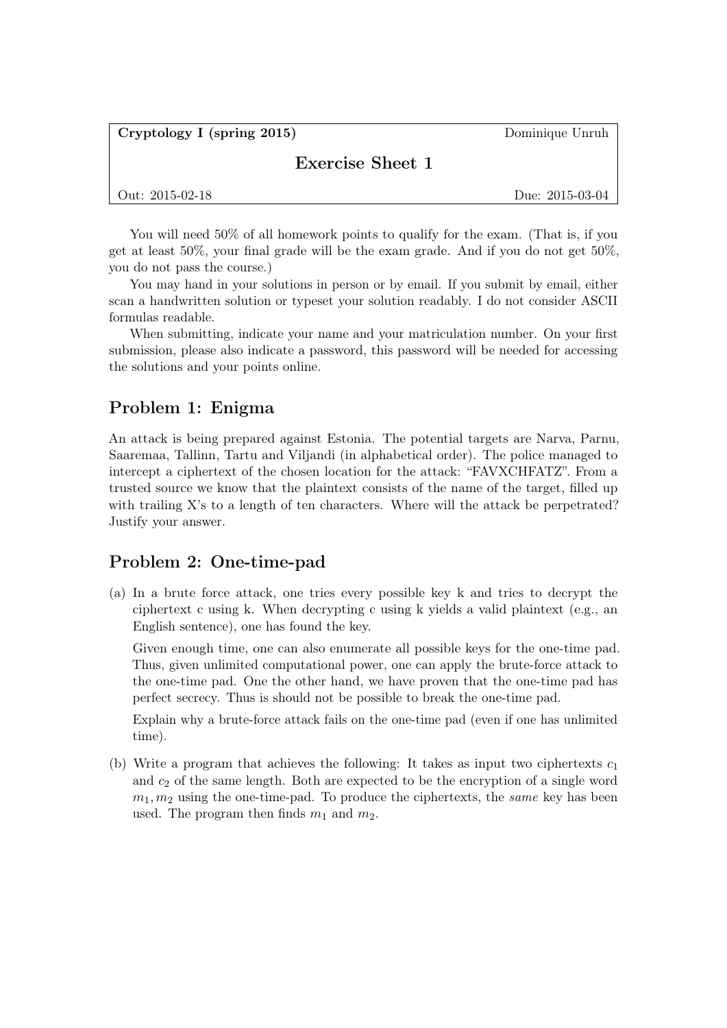**Cryptology I (spring 2015)** — Dominique Unruh

## Exercise Sheet 1

Out: 2015-02-18 — Due: 2015-03-04

You will need 50% of all homework points to qualify for the exam. (That is, if you get at least 50%, your final grade will be the exam grade. And if you do not get 50%, you do not pass the course.)

You may hand in your solutions in person or by email. If you submit by email, either scan a handwritten solution or typeset your solution readably. I do not consider ASCII formulas readable.

When submitting, indicate your name and your matriculation number. On your first submission, please also indicate a password, this password will be needed for accessing the solutions and your points online.

## Problem 1: Enigma

An attack is being prepared against Estonia. The potential targets are Narva, Parnu, Saaremaa, Tallinn, Tartu and Viljandi (in alphabetical order). The police managed to intercept a ciphertext of the chosen location for the attack: "FAVXCHFATZ". From a trusted source we know that the plaintext consists of the name of the target, filled up with trailing X's to a length of ten characters. Where will the attack be perpetrated? Justify your answer.

## Problem 2: One-time-pad

(a) In a brute force attack, one tries every possible key k and tries to decrypt the ciphertext c using k. When decrypting c using k yields a valid plaintext (e.g., an English sentence), one has found the key.

Given enough time, one can also enumerate all possible keys for the one-time pad. Thus, given unlimited computational power, one can apply the brute-force attack to the one-time pad. One the other hand, we have proven that the one-time pad has perfect secrecy. Thus is should not be possible to break the one-time pad.

Explain why a brute-force attack fails on the one-time pad (even if one has unlimited time).

(b) Write a program that achieves the following: It takes as input two ciphertexts $c_1$ and $c_2$ of the same length. Both are expected to be the encryption of a single word $m_1, m_2$ using the one-time-pad. To produce the ciphertexts, the *same* key has been used. The program then finds $m_1$ and $m_2$.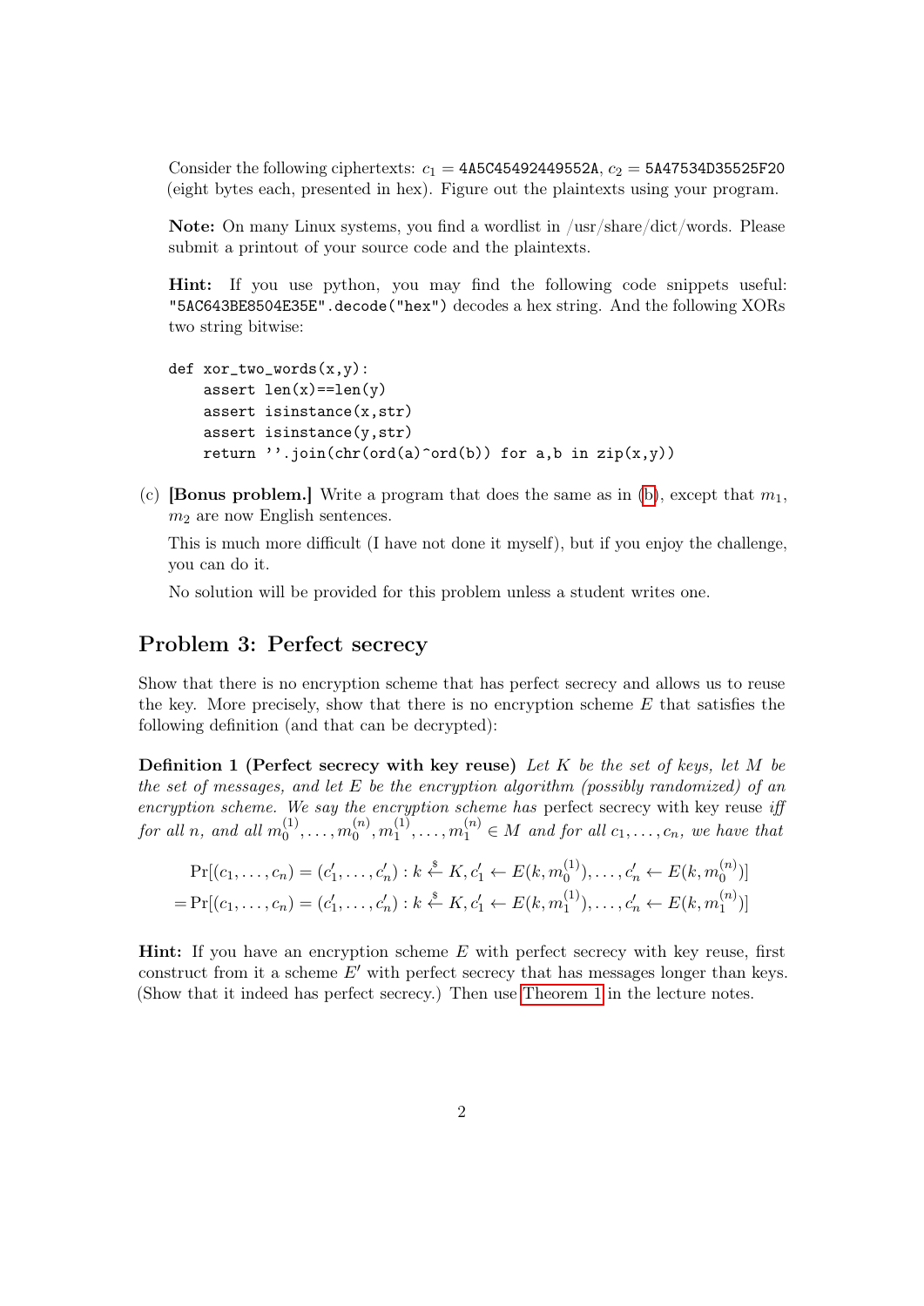Consider the following ciphertexts: $c_1 =$ `4A5C45492449552A`, $c_2 =$ `5A47534D35525F20` (eight bytes each, presented in hex). Figure out the plaintexts using your program.

**Note:** On many Linux systems, you find a wordlist in /usr/share/dict/words. Please submit a printout of your source code and the plaintexts.

**Hint:** If you use python, you may find the following code snippets useful: `"5AC643BE8504E35E".decode("hex")` decodes a hex string. And the following XORs two string bitwise:

```
def xor_two_words(x,y):
    assert len(x)==len(y)
    assert isinstance(x,str)
    assert isinstance(y,str)
    return ''.join(chr(ord(a)^ord(b)) for a,b in zip(x,y))
```

(c) **[Bonus problem.]** Write a program that does the same as in (b), except that $m_1$, $m_2$ are now English sentences.

This is much more difficult (I have not done it myself), but if you enjoy the challenge, you can do it.

No solution will be provided for this problem unless a student writes one.

## Problem 3: Perfect secrecy

Show that there is no encryption scheme that has perfect secrecy and allows us to reuse the key. More precisely, show that there is no encryption scheme $E$ that satisfies the following definition (and that can be decrypted):

**Definition 1 (Perfect secrecy with key reuse)** *Let $K$ be the set of keys, let $M$ be the set of messages, and let $E$ be the encryption algorithm (possibly randomized) of an encryption scheme. We say the encryption scheme has* perfect secrecy with key reuse *iff for all $n$, and all $m_0^{(1)}, \dots, m_0^{(n)}, m_1^{(1)}, \dots, m_1^{(n)} \in M$ and for all $c_1, \dots, c_n$, we have that*

$$
\begin{aligned}
&\Pr[(c_1, \dots, c_n) = (c_1', \dots, c_n') : k \xleftarrow{\$} K, c_1' \leftarrow E(k, m_0^{(1)}), \dots, c_n' \leftarrow E(k, m_0^{(n)})] \\
= &\Pr[(c_1, \dots, c_n) = (c_1', \dots, c_n') : k \xleftarrow{\$} K, c_1' \leftarrow E(k, m_1^{(1)}), \dots, c_n' \leftarrow E(k, m_1^{(n)})]
\end{aligned}
$$

**Hint:** If you have an encryption scheme $E$ with perfect secrecy with key reuse, first construct from it a scheme $E'$ with perfect secrecy that has messages longer than keys. (Show that it indeed has perfect secrecy.) Then use Theorem 1 in the lecture notes.